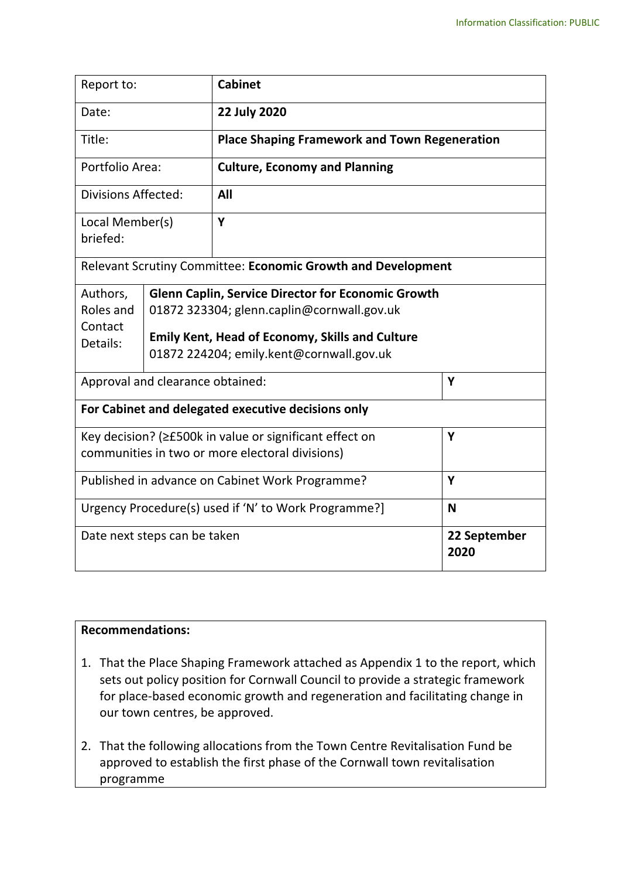Information Classification: PUBLIC

| Report to: | **Cabinet** |
|---|---|
| Date: | **22 July 2020** |
| Title: | **Place Shaping Framework and Town Regeneration** |
| Portfolio Area: | **Culture, Economy and Planning** |
| Divisions Affected: | **All** |
| Local Member(s) briefed: | **Y** |
| Relevant Scrutiny Committee: **Economic Growth and Development** | |
| Authors, Roles and Contact Details: | **Glenn Caplin, Service Director for Economic Growth** 01872 323304; glenn.caplin@cornwall.gov.uk **Emily Kent, Head of Economy, Skills and Culture** 01872 224204; emily.kent@cornwall.gov.uk |
| Approval and clearance obtained: | **Y** |
| **For Cabinet and delegated executive decisions only** | |
| Key decision? (≥£500k in value or significant effect on communities in two or more electoral divisions) | **Y** |
| Published in advance on Cabinet Work Programme? | **Y** |
| Urgency Procedure(s) used if 'N' to Work Programme?] | **N** |
| Date next steps can be taken | **22 September 2020** |

**Recommendations:**

1. That the Place Shaping Framework attached as Appendix 1 to the report, which sets out policy position for Cornwall Council to provide a strategic framework for place-based economic growth and regeneration and facilitating change in our town centres, be approved.

2. That the following allocations from the Town Centre Revitalisation Fund be approved to establish the first phase of the Cornwall town revitalisation programme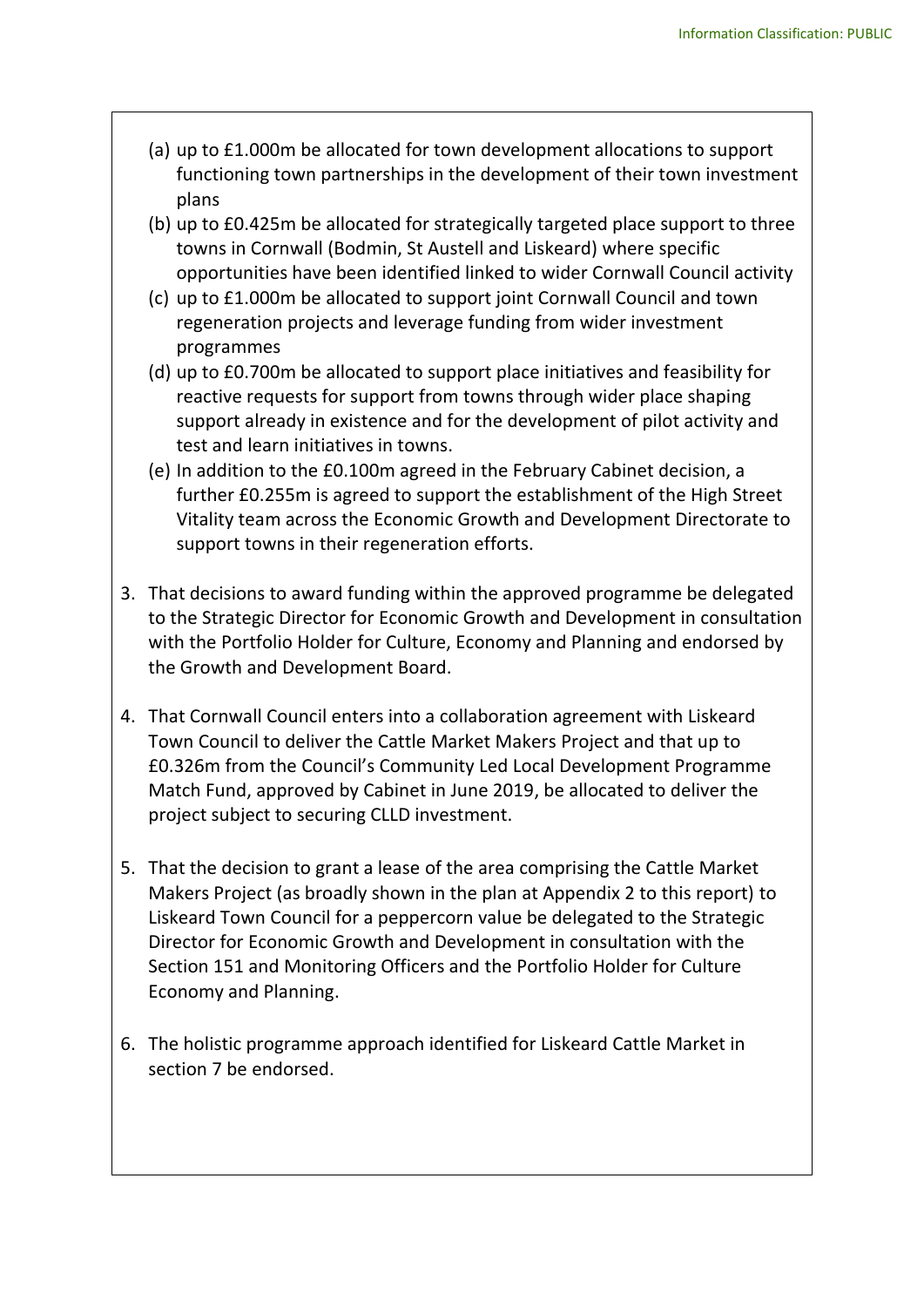(a) up to £1.000m be allocated for town development allocations to support functioning town partnerships in the development of their town investment plans
(b) up to £0.425m be allocated for strategically targeted place support to three towns in Cornwall (Bodmin, St Austell and Liskeard) where specific opportunities have been identified linked to wider Cornwall Council activity
(c) up to £1.000m be allocated to support joint Cornwall Council and town regeneration projects and leverage funding from wider investment programmes
(d) up to £0.700m be allocated to support place initiatives and feasibility for reactive requests for support from towns through wider place shaping support already in existence and for the development of pilot activity and test and learn initiatives in towns.
(e) In addition to the £0.100m agreed in the February Cabinet decision, a further £0.255m is agreed to support the establishment of the High Street Vitality team across the Economic Growth and Development Directorate to support towns in their regeneration efforts.

3. That decisions to award funding within the approved programme be delegated to the Strategic Director for Economic Growth and Development in consultation with the Portfolio Holder for Culture, Economy and Planning and endorsed by the Growth and Development Board.

4. That Cornwall Council enters into a collaboration agreement with Liskeard Town Council to deliver the Cattle Market Makers Project and that up to £0.326m from the Council's Community Led Local Development Programme Match Fund, approved by Cabinet in June 2019, be allocated to deliver the project subject to securing CLLD investment.

5. That the decision to grant a lease of the area comprising the Cattle Market Makers Project (as broadly shown in the plan at Appendix 2 to this report) to Liskeard Town Council for a peppercorn value be delegated to the Strategic Director for Economic Growth and Development in consultation with the Section 151 and Monitoring Officers and the Portfolio Holder for Culture Economy and Planning.

6. The holistic programme approach identified for Liskeard Cattle Market in section 7 be endorsed.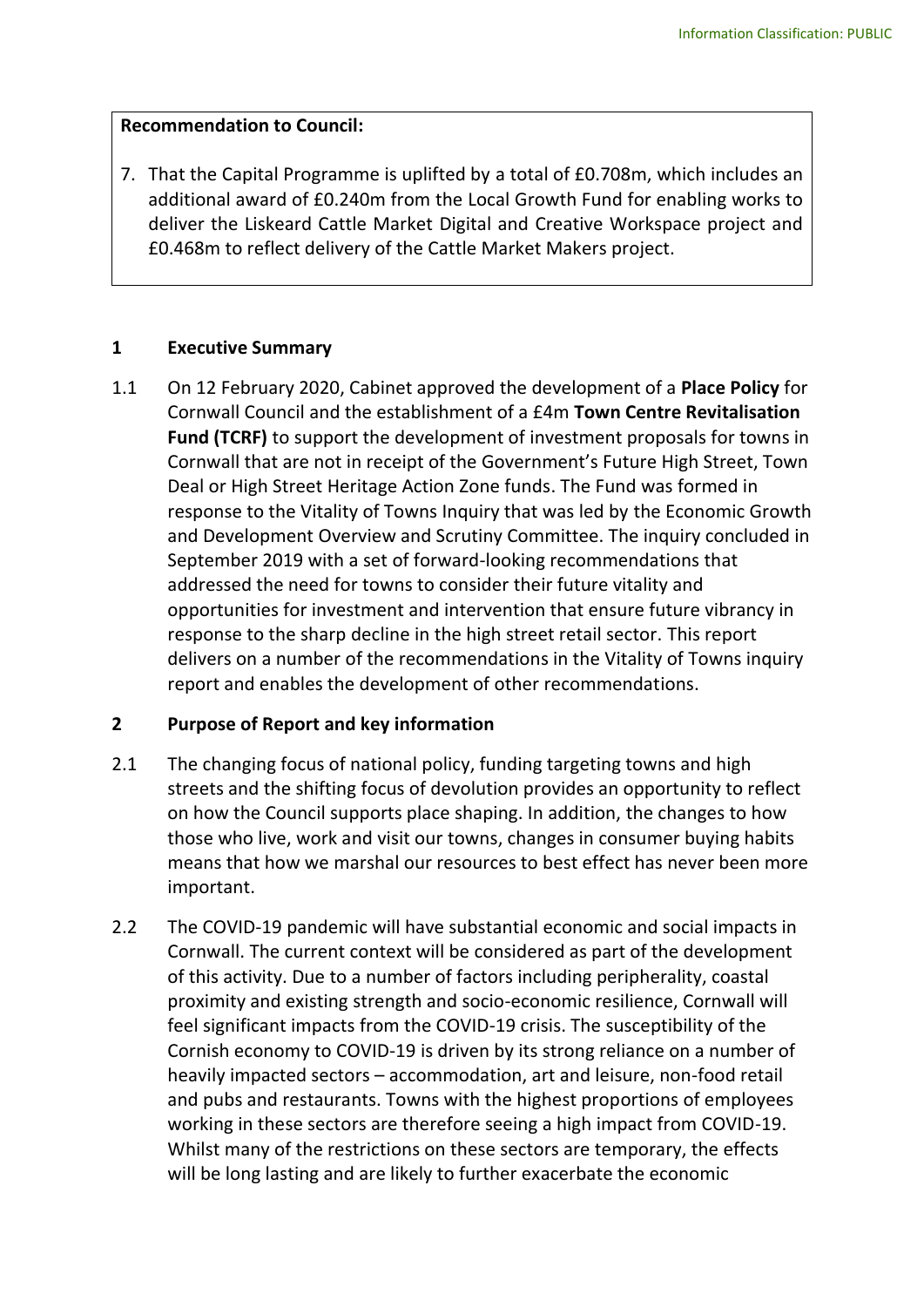**Recommendation to Council:**

7. That the Capital Programme is uplifted by a total of £0.708m, which includes an additional award of £0.240m from the Local Growth Fund for enabling works to deliver the Liskeard Cattle Market Digital and Creative Workspace project and £0.468m to reflect delivery of the Cattle Market Makers project.

## 1 Executive Summary

1.1 On 12 February 2020, Cabinet approved the development of a **Place Policy** for Cornwall Council and the establishment of a £4m **Town Centre Revitalisation Fund (TCRF)** to support the development of investment proposals for towns in Cornwall that are not in receipt of the Government's Future High Street, Town Deal or High Street Heritage Action Zone funds. The Fund was formed in response to the Vitality of Towns Inquiry that was led by the Economic Growth and Development Overview and Scrutiny Committee. The inquiry concluded in September 2019 with a set of forward-looking recommendations that addressed the need for towns to consider their future vitality and opportunities for investment and intervention that ensure future vibrancy in response to the sharp decline in the high street retail sector. This report delivers on a number of the recommendations in the Vitality of Towns inquiry report and enables the development of other recommendations.

## 2 Purpose of Report and key information

2.1 The changing focus of national policy, funding targeting towns and high streets and the shifting focus of devolution provides an opportunity to reflect on how the Council supports place shaping. In addition, the changes to how those who live, work and visit our towns, changes in consumer buying habits means that how we marshal our resources to best effect has never been more important.

2.2 The COVID-19 pandemic will have substantial economic and social impacts in Cornwall. The current context will be considered as part of the development of this activity. Due to a number of factors including peripherality, coastal proximity and existing strength and socio-economic resilience, Cornwall will feel significant impacts from the COVID-19 crisis. The susceptibility of the Cornish economy to COVID-19 is driven by its strong reliance on a number of heavily impacted sectors – accommodation, art and leisure, non-food retail and pubs and restaurants. Towns with the highest proportions of employees working in these sectors are therefore seeing a high impact from COVID-19. Whilst many of the restrictions on these sectors are temporary, the effects will be long lasting and are likely to further exacerbate the economic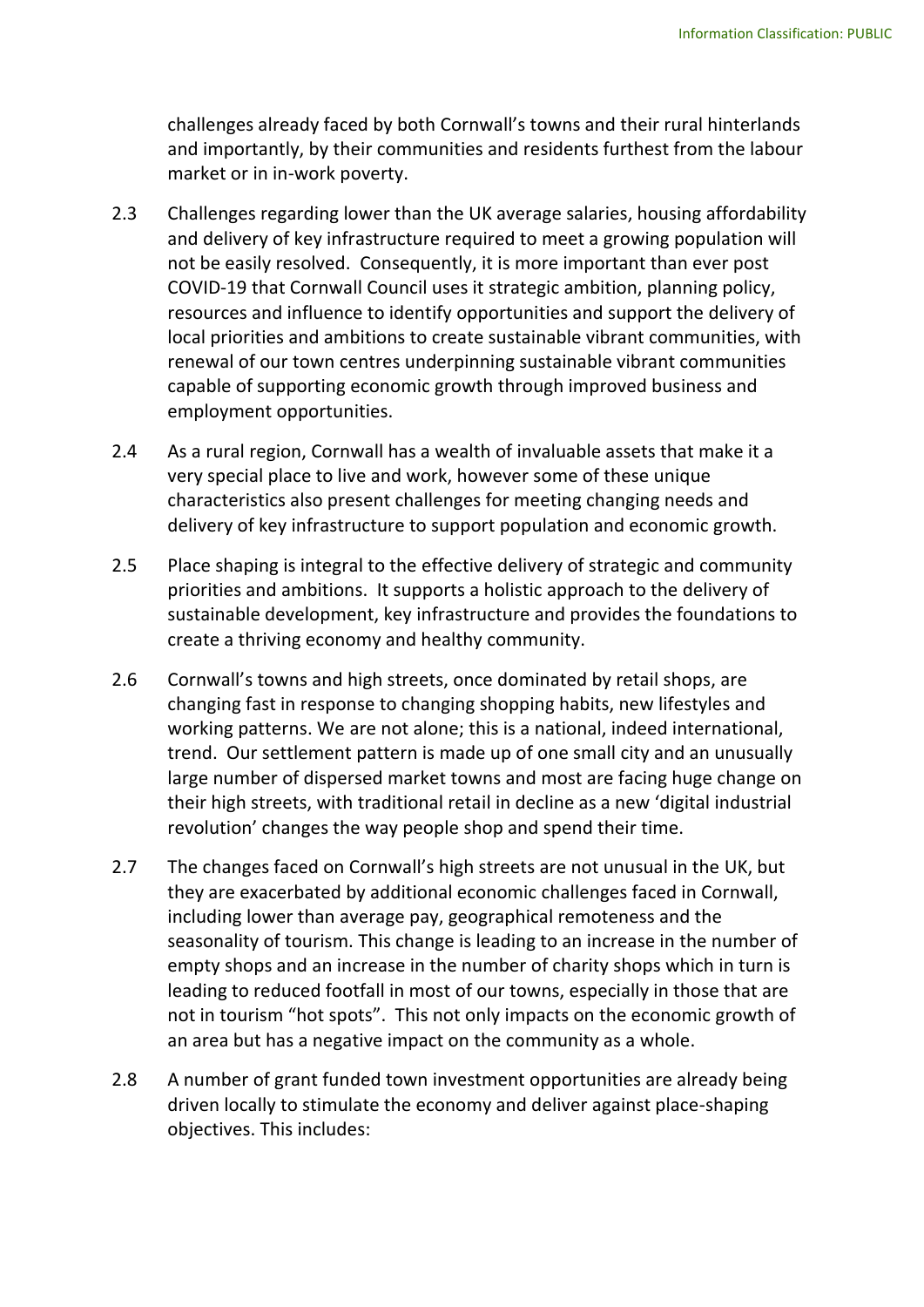challenges already faced by both Cornwall's towns and their rural hinterlands and importantly, by their communities and residents furthest from the labour market or in in-work poverty.

2.3 Challenges regarding lower than the UK average salaries, housing affordability and delivery of key infrastructure required to meet a growing population will not be easily resolved. Consequently, it is more important than ever post COVID-19 that Cornwall Council uses it strategic ambition, planning policy, resources and influence to identify opportunities and support the delivery of local priorities and ambitions to create sustainable vibrant communities, with renewal of our town centres underpinning sustainable vibrant communities capable of supporting economic growth through improved business and employment opportunities.

2.4 As a rural region, Cornwall has a wealth of invaluable assets that make it a very special place to live and work, however some of these unique characteristics also present challenges for meeting changing needs and delivery of key infrastructure to support population and economic growth.

2.5 Place shaping is integral to the effective delivery of strategic and community priorities and ambitions. It supports a holistic approach to the delivery of sustainable development, key infrastructure and provides the foundations to create a thriving economy and healthy community.

2.6 Cornwall's towns and high streets, once dominated by retail shops, are changing fast in response to changing shopping habits, new lifestyles and working patterns. We are not alone; this is a national, indeed international, trend. Our settlement pattern is made up of one small city and an unusually large number of dispersed market towns and most are facing huge change on their high streets, with traditional retail in decline as a new 'digital industrial revolution' changes the way people shop and spend their time.

2.7 The changes faced on Cornwall's high streets are not unusual in the UK, but they are exacerbated by additional economic challenges faced in Cornwall, including lower than average pay, geographical remoteness and the seasonality of tourism. This change is leading to an increase in the number of empty shops and an increase in the number of charity shops which in turn is leading to reduced footfall in most of our towns, especially in those that are not in tourism "hot spots". This not only impacts on the economic growth of an area but has a negative impact on the community as a whole.

2.8 A number of grant funded town investment opportunities are already being driven locally to stimulate the economy and deliver against place-shaping objectives. This includes: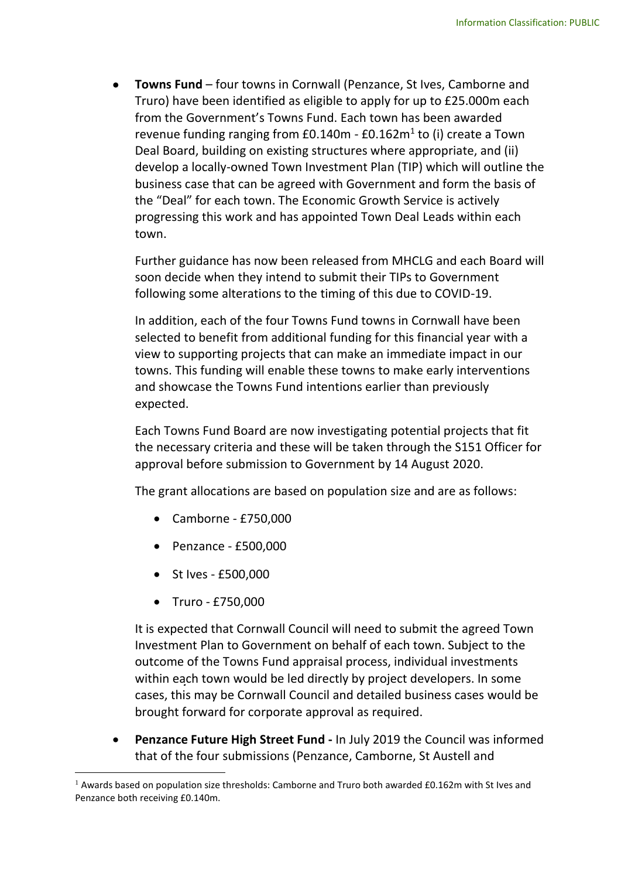- **Towns Fund** – four towns in Cornwall (Penzance, St Ives, Camborne and Truro) have been identified as eligible to apply for up to £25.000m each from the Government's Towns Fund. Each town has been awarded revenue funding ranging from £0.140m - £0.162m[1] to (i) create a Town Deal Board, building on existing structures where appropriate, and (ii) develop a locally-owned Town Investment Plan (TIP) which will outline the business case that can be agreed with Government and form the basis of the "Deal" for each town. The Economic Growth Service is actively progressing this work and has appointed Town Deal Leads within each town.

  Further guidance has now been released from MHCLG and each Board will soon decide when they intend to submit their TIPs to Government following some alterations to the timing of this due to COVID-19.

  In addition, each of the four Towns Fund towns in Cornwall have been selected to benefit from additional funding for this financial year with a view to supporting projects that can make an immediate impact in our towns. This funding will enable these towns to make early interventions and showcase the Towns Fund intentions earlier than previously expected.

  Each Towns Fund Board are now investigating potential projects that fit the necessary criteria and these will be taken through the S151 Officer for approval before submission to Government by 14 August 2020.

  The grant allocations are based on population size and are as follows:

  - Camborne - £750,000
  - Penzance - £500,000
  - St Ives - £500,000
  - Truro - £750,000

  It is expected that Cornwall Council will need to submit the agreed Town Investment Plan to Government on behalf of each town. Subject to the outcome of the Towns Fund appraisal process, individual investments within each town would be led directly by project developers. In some cases, this may be Cornwall Council and detailed business cases would be brought forward for corporate approval as required.

- **Penzance Future High Street Fund -** In July 2019 the Council was informed that of the four submissions (Penzance, Camborne, St Austell and

[1] Awards based on population size thresholds: Camborne and Truro both awarded £0.162m with St Ives and Penzance both receiving £0.140m.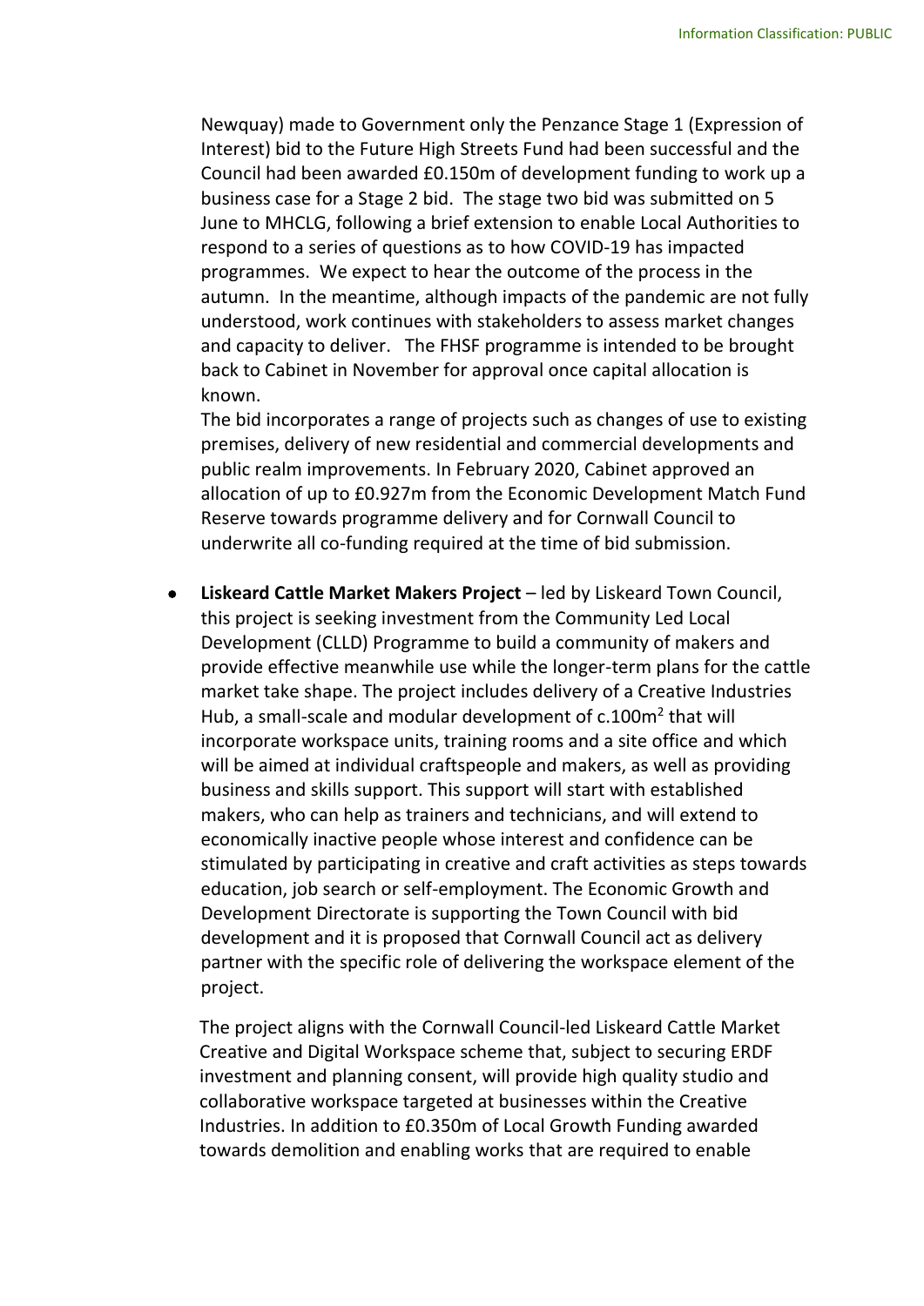Newquay) made to Government only the Penzance Stage 1 (Expression of Interest) bid to the Future High Streets Fund had been successful and the Council had been awarded £0.150m of development funding to work up a business case for a Stage 2 bid. The stage two bid was submitted on 5 June to MHCLG, following a brief extension to enable Local Authorities to respond to a series of questions as to how COVID-19 has impacted programmes. We expect to hear the outcome of the process in the autumn. In the meantime, although impacts of the pandemic are not fully understood, work continues with stakeholders to assess market changes and capacity to deliver. The FHSF programme is intended to be brought back to Cabinet in November for approval once capital allocation is known.

The bid incorporates a range of projects such as changes of use to existing premises, delivery of new residential and commercial developments and public realm improvements. In February 2020, Cabinet approved an allocation of up to £0.927m from the Economic Development Match Fund Reserve towards programme delivery and for Cornwall Council to underwrite all co-funding required at the time of bid submission.

- **Liskeard Cattle Market Makers Project** – led by Liskeard Town Council, this project is seeking investment from the Community Led Local Development (CLLD) Programme to build a community of makers and provide effective meanwhile use while the longer-term plans for the cattle market take shape. The project includes delivery of a Creative Industries Hub, a small-scale and modular development of c.100m$^2$ that will incorporate workspace units, training rooms and a site office and which will be aimed at individual craftspeople and makers, as well as providing business and skills support. This support will start with established makers, who can help as trainers and technicians, and will extend to economically inactive people whose interest and confidence can be stimulated by participating in creative and craft activities as steps towards education, job search or self-employment. The Economic Growth and Development Directorate is supporting the Town Council with bid development and it is proposed that Cornwall Council act as delivery partner with the specific role of delivering the workspace element of the project.

  The project aligns with the Cornwall Council-led Liskeard Cattle Market Creative and Digital Workspace scheme that, subject to securing ERDF investment and planning consent, will provide high quality studio and collaborative workspace targeted at businesses within the Creative Industries. In addition to £0.350m of Local Growth Funding awarded towards demolition and enabling works that are required to enable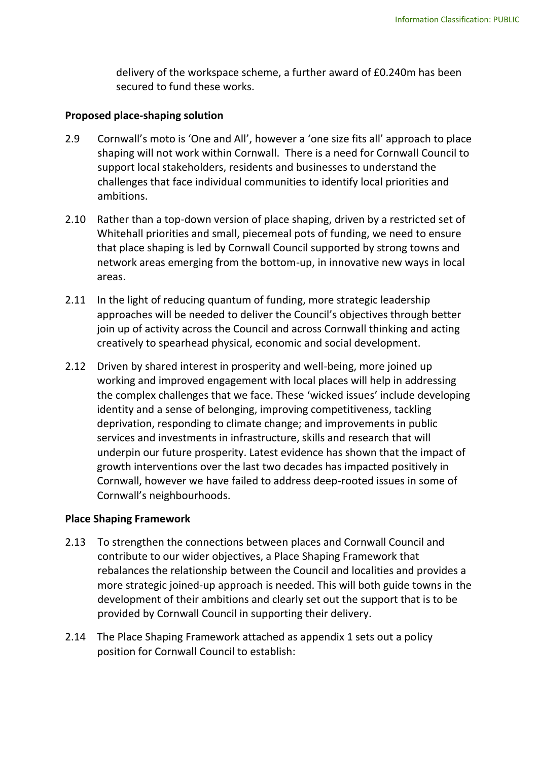delivery of the workspace scheme, a further award of £0.240m has been secured to fund these works.

**Proposed place-shaping solution**

2.9 Cornwall's moto is 'One and All', however a 'one size fits all' approach to place shaping will not work within Cornwall. There is a need for Cornwall Council to support local stakeholders, residents and businesses to understand the challenges that face individual communities to identify local priorities and ambitions.

2.10 Rather than a top-down version of place shaping, driven by a restricted set of Whitehall priorities and small, piecemeal pots of funding, we need to ensure that place shaping is led by Cornwall Council supported by strong towns and network areas emerging from the bottom-up, in innovative new ways in local areas.

2.11 In the light of reducing quantum of funding, more strategic leadership approaches will be needed to deliver the Council's objectives through better join up of activity across the Council and across Cornwall thinking and acting creatively to spearhead physical, economic and social development.

2.12 Driven by shared interest in prosperity and well-being, more joined up working and improved engagement with local places will help in addressing the complex challenges that we face. These 'wicked issues' include developing identity and a sense of belonging, improving competitiveness, tackling deprivation, responding to climate change; and improvements in public services and investments in infrastructure, skills and research that will underpin our future prosperity. Latest evidence has shown that the impact of growth interventions over the last two decades has impacted positively in Cornwall, however we have failed to address deep-rooted issues in some of Cornwall's neighbourhoods.

**Place Shaping Framework**

2.13 To strengthen the connections between places and Cornwall Council and contribute to our wider objectives, a Place Shaping Framework that rebalances the relationship between the Council and localities and provides a more strategic joined-up approach is needed. This will both guide towns in the development of their ambitions and clearly set out the support that is to be provided by Cornwall Council in supporting their delivery.

2.14 The Place Shaping Framework attached as appendix 1 sets out a policy position for Cornwall Council to establish: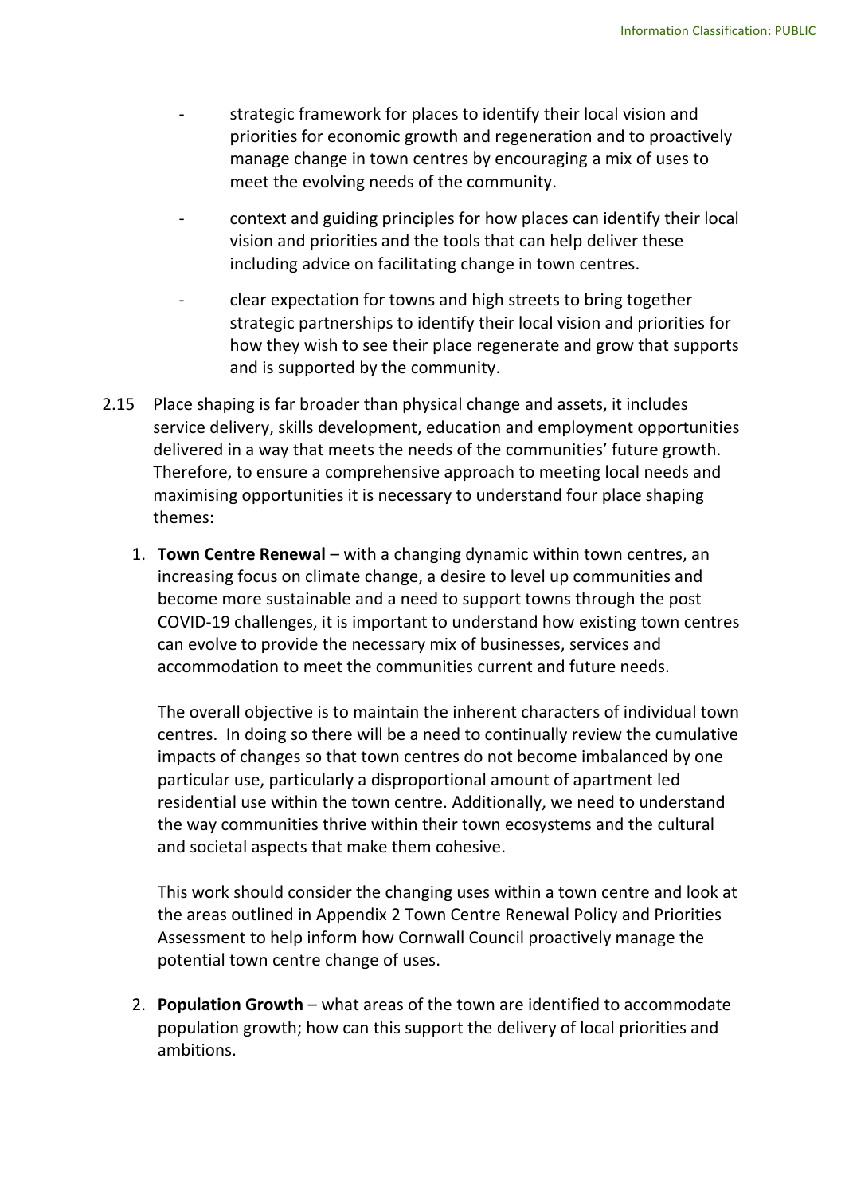- strategic framework for places to identify their local vision and priorities for economic growth and regeneration and to proactively manage change in town centres by encouraging a mix of uses to meet the evolving needs of the community.
- context and guiding principles for how places can identify their local vision and priorities and the tools that can help deliver these including advice on facilitating change in town centres.
- clear expectation for towns and high streets to bring together strategic partnerships to identify their local vision and priorities for how they wish to see their place regenerate and grow that supports and is supported by the community.

2.15 Place shaping is far broader than physical change and assets, it includes service delivery, skills development, education and employment opportunities delivered in a way that meets the needs of the communities' future growth. Therefore, to ensure a comprehensive approach to meeting local needs and maximising opportunities it is necessary to understand four place shaping themes:

1. **Town Centre Renewal** – with a changing dynamic within town centres, an increasing focus on climate change, a desire to level up communities and become more sustainable and a need to support towns through the post COVID-19 challenges, it is important to understand how existing town centres can evolve to provide the necessary mix of businesses, services and accommodation to meet the communities current and future needs.

   The overall objective is to maintain the inherent characters of individual town centres. In doing so there will be a need to continually review the cumulative impacts of changes so that town centres do not become imbalanced by one particular use, particularly a disproportional amount of apartment led residential use within the town centre. Additionally, we need to understand the way communities thrive within their town ecosystems and the cultural and societal aspects that make them cohesive.

   This work should consider the changing uses within a town centre and look at the areas outlined in Appendix 2 Town Centre Renewal Policy and Priorities Assessment to help inform how Cornwall Council proactively manage the potential town centre change of uses.

2. **Population Growth** – what areas of the town are identified to accommodate population growth; how can this support the delivery of local priorities and ambitions.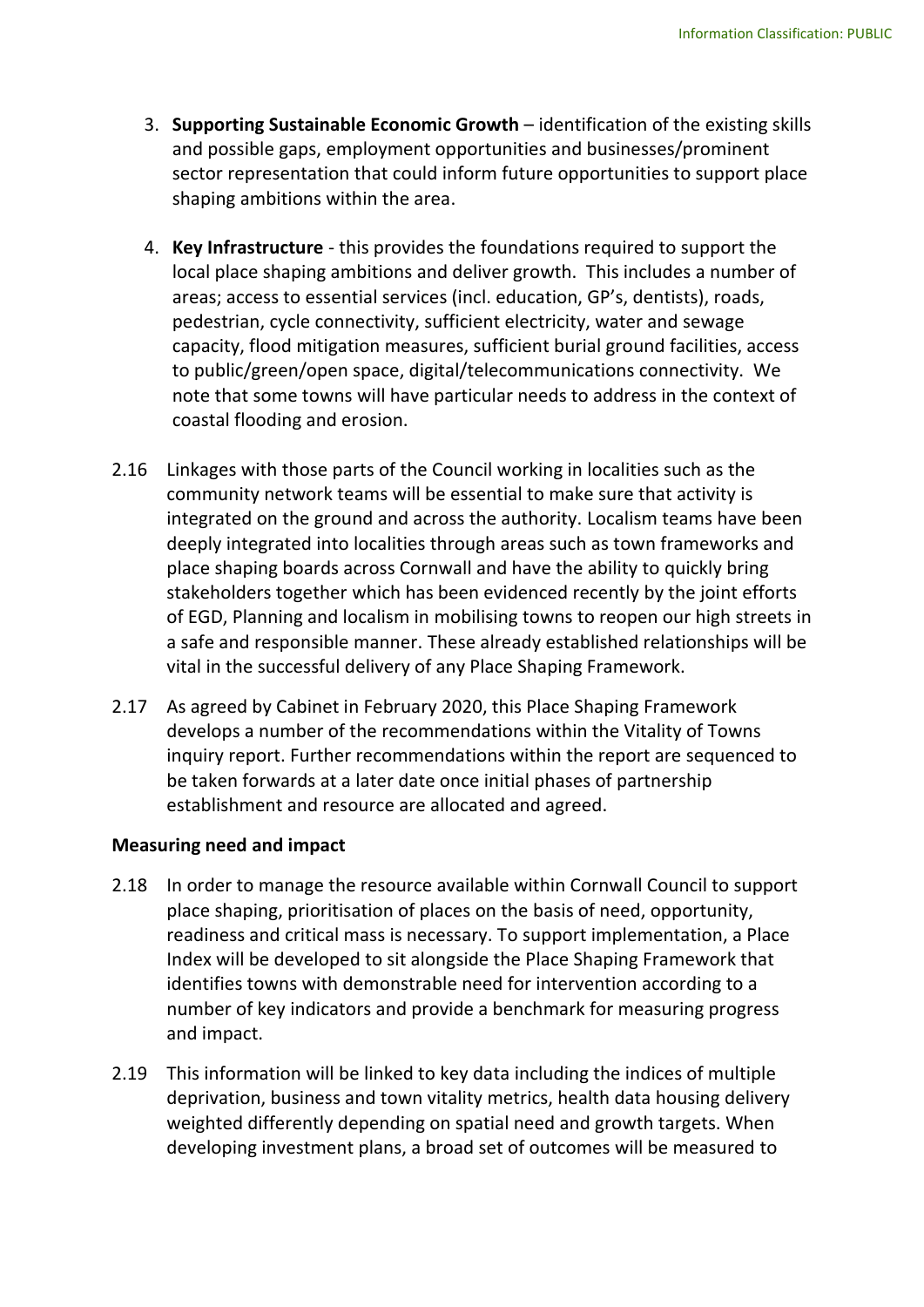3. **Supporting Sustainable Economic Growth** – identification of the existing skills and possible gaps, employment opportunities and businesses/prominent sector representation that could inform future opportunities to support place shaping ambitions within the area.

4. **Key Infrastructure** - this provides the foundations required to support the local place shaping ambitions and deliver growth. This includes a number of areas; access to essential services (incl. education, GP's, dentists), roads, pedestrian, cycle connectivity, sufficient electricity, water and sewage capacity, flood mitigation measures, sufficient burial ground facilities, access to public/green/open space, digital/telecommunications connectivity. We note that some towns will have particular needs to address in the context of coastal flooding and erosion.

2.16 Linkages with those parts of the Council working in localities such as the community network teams will be essential to make sure that activity is integrated on the ground and across the authority. Localism teams have been deeply integrated into localities through areas such as town frameworks and place shaping boards across Cornwall and have the ability to quickly bring stakeholders together which has been evidenced recently by the joint efforts of EGD, Planning and localism in mobilising towns to reopen our high streets in a safe and responsible manner. These already established relationships will be vital in the successful delivery of any Place Shaping Framework.

2.17 As agreed by Cabinet in February 2020, this Place Shaping Framework develops a number of the recommendations within the Vitality of Towns inquiry report. Further recommendations within the report are sequenced to be taken forwards at a later date once initial phases of partnership establishment and resource are allocated and agreed.

**Measuring need and impact**

2.18 In order to manage the resource available within Cornwall Council to support place shaping, prioritisation of places on the basis of need, opportunity, readiness and critical mass is necessary. To support implementation, a Place Index will be developed to sit alongside the Place Shaping Framework that identifies towns with demonstrable need for intervention according to a number of key indicators and provide a benchmark for measuring progress and impact.

2.19 This information will be linked to key data including the indices of multiple deprivation, business and town vitality metrics, health data housing delivery weighted differently depending on spatial need and growth targets. When developing investment plans, a broad set of outcomes will be measured to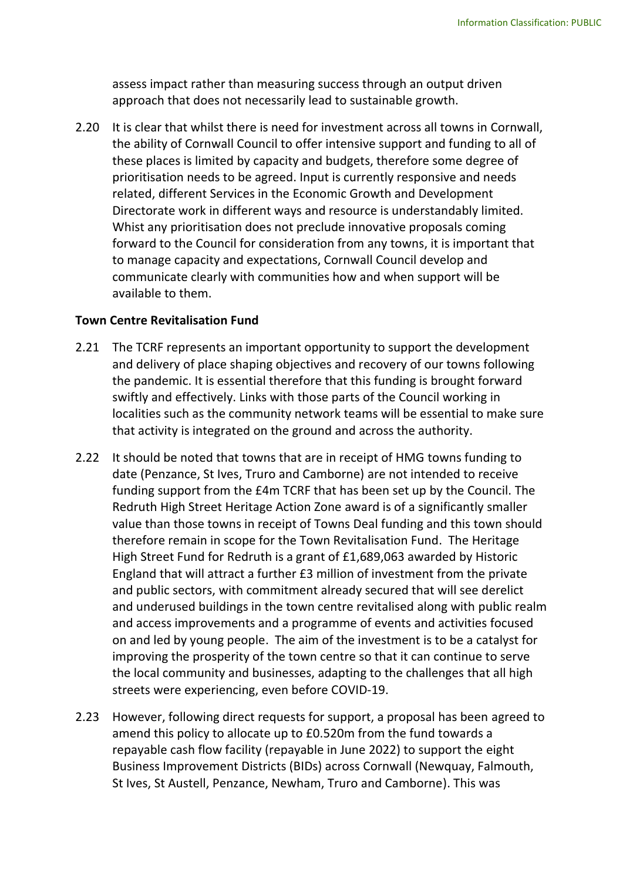assess impact rather than measuring success through an output driven approach that does not necessarily lead to sustainable growth.

2.20 It is clear that whilst there is need for investment across all towns in Cornwall, the ability of Cornwall Council to offer intensive support and funding to all of these places is limited by capacity and budgets, therefore some degree of prioritisation needs to be agreed. Input is currently responsive and needs related, different Services in the Economic Growth and Development Directorate work in different ways and resource is understandably limited. Whist any prioritisation does not preclude innovative proposals coming forward to the Council for consideration from any towns, it is important that to manage capacity and expectations, Cornwall Council develop and communicate clearly with communities how and when support will be available to them.

**Town Centre Revitalisation Fund**

2.21 The TCRF represents an important opportunity to support the development and delivery of place shaping objectives and recovery of our towns following the pandemic. It is essential therefore that this funding is brought forward swiftly and effectively. Links with those parts of the Council working in localities such as the community network teams will be essential to make sure that activity is integrated on the ground and across the authority.

2.22 It should be noted that towns that are in receipt of HMG towns funding to date (Penzance, St Ives, Truro and Camborne) are not intended to receive funding support from the £4m TCRF that has been set up by the Council. The Redruth High Street Heritage Action Zone award is of a significantly smaller value than those towns in receipt of Towns Deal funding and this town should therefore remain in scope for the Town Revitalisation Fund. The Heritage High Street Fund for Redruth is a grant of £1,689,063 awarded by Historic England that will attract a further £3 million of investment from the private and public sectors, with commitment already secured that will see derelict and underused buildings in the town centre revitalised along with public realm and access improvements and a programme of events and activities focused on and led by young people. The aim of the investment is to be a catalyst for improving the prosperity of the town centre so that it can continue to serve the local community and businesses, adapting to the challenges that all high streets were experiencing, even before COVID-19.

2.23 However, following direct requests for support, a proposal has been agreed to amend this policy to allocate up to £0.520m from the fund towards a repayable cash flow facility (repayable in June 2022) to support the eight Business Improvement Districts (BIDs) across Cornwall (Newquay, Falmouth, St Ives, St Austell, Penzance, Newham, Truro and Camborne). This was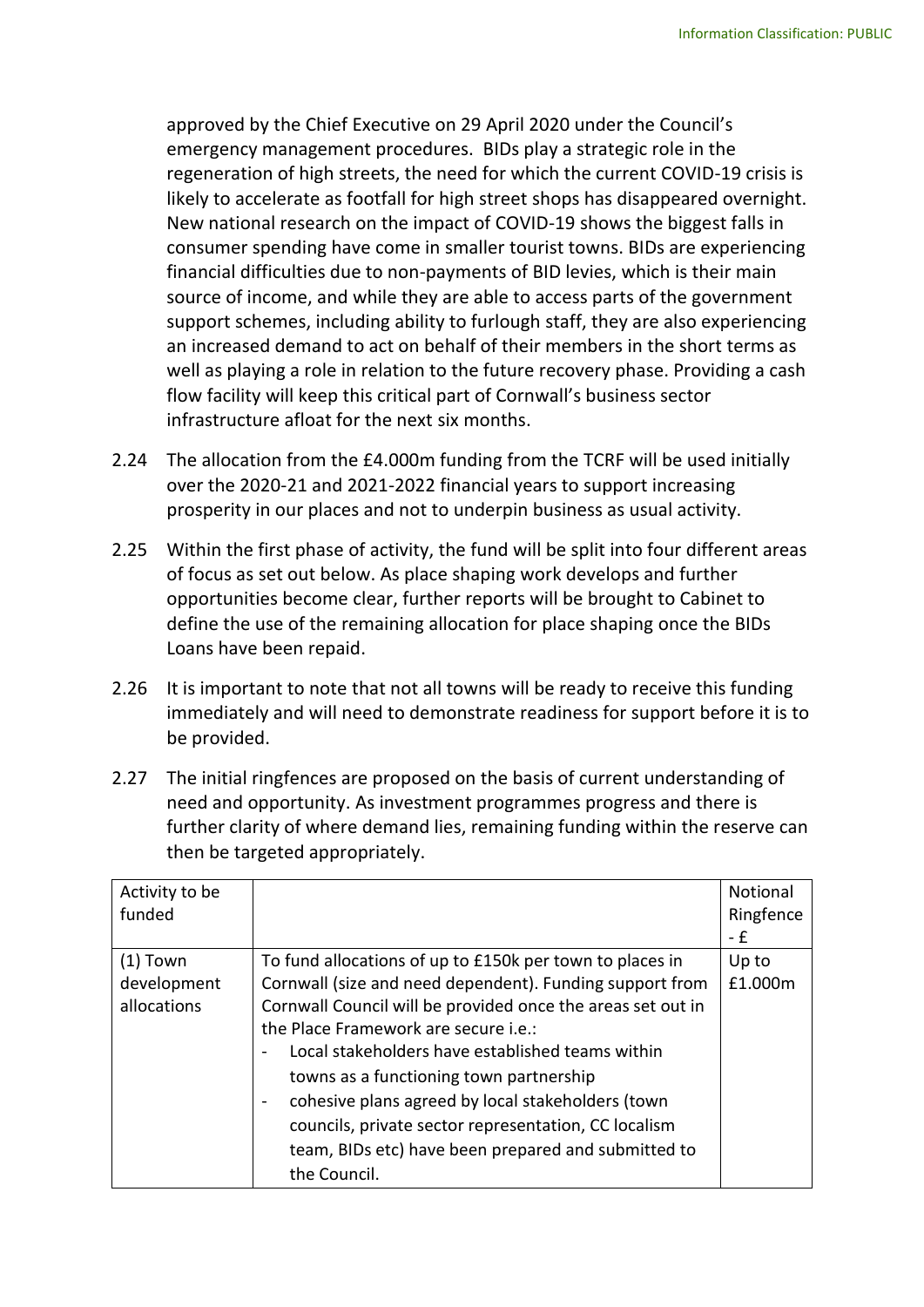approved by the Chief Executive on 29 April 2020 under the Council's emergency management procedures. BIDs play a strategic role in the regeneration of high streets, the need for which the current COVID-19 crisis is likely to accelerate as footfall for high street shops has disappeared overnight. New national research on the impact of COVID-19 shows the biggest falls in consumer spending have come in smaller tourist towns. BIDs are experiencing financial difficulties due to non-payments of BID levies, which is their main source of income, and while they are able to access parts of the government support schemes, including ability to furlough staff, they are also experiencing an increased demand to act on behalf of their members in the short terms as well as playing a role in relation to the future recovery phase. Providing a cash flow facility will keep this critical part of Cornwall's business sector infrastructure afloat for the next six months.

2.24 The allocation from the £4.000m funding from the TCRF will be used initially over the 2020-21 and 2021-2022 financial years to support increasing prosperity in our places and not to underpin business as usual activity.

2.25 Within the first phase of activity, the fund will be split into four different areas of focus as set out below. As place shaping work develops and further opportunities become clear, further reports will be brought to Cabinet to define the use of the remaining allocation for place shaping once the BIDs Loans have been repaid.

2.26 It is important to note that not all towns will be ready to receive this funding immediately and will need to demonstrate readiness for support before it is to be provided.

2.27 The initial ringfences are proposed on the basis of current understanding of need and opportunity. As investment programmes progress and there is further clarity of where demand lies, remaining funding within the reserve can then be targeted appropriately.

| Activity to be funded | | Notional Ringfence - £ |
|---|---|---|
| (1) Town development allocations | To fund allocations of up to £150k per town to places in Cornwall (size and need dependent). Funding support from Cornwall Council will be provided once the areas set out in the Place Framework are secure i.e.:<br>- Local stakeholders have established teams within towns as a functioning town partnership<br>- cohesive plans agreed by local stakeholders (town councils, private sector representation, CC localism team, BIDs etc) have been prepared and submitted to the Council. | Up to £1.000m |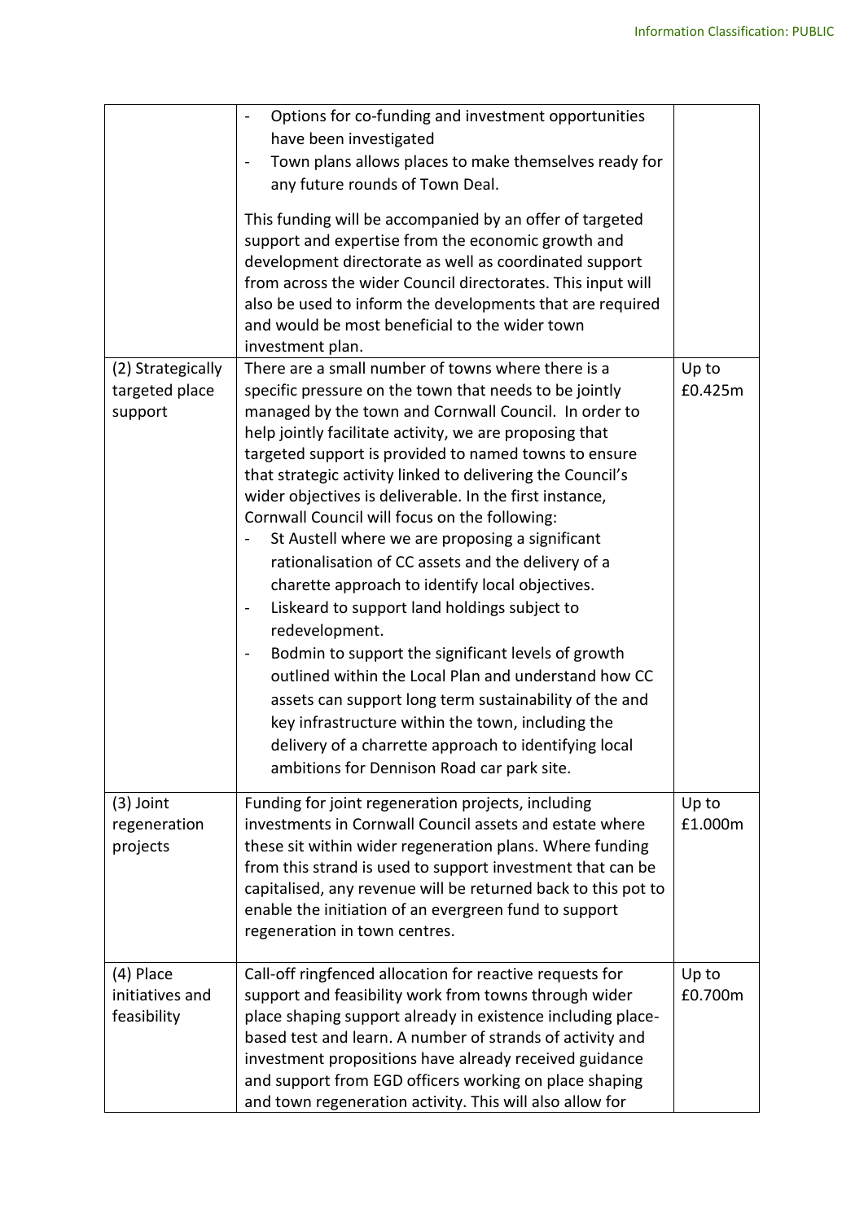| | | |
|---|---|---|
| | - Options for co-funding and investment opportunities have been investigated<br>- Town plans allows places to make themselves ready for any future rounds of Town Deal.<br><br>This funding will be accompanied by an offer of targeted support and expertise from the economic growth and development directorate as well as coordinated support from across the wider Council directorates. This input will also be used to inform the developments that are required and would be most beneficial to the wider town investment plan. | |
| (2) Strategically targeted place support | There are a small number of towns where there is a specific pressure on the town that needs to be jointly managed by the town and Cornwall Council. In order to help jointly facilitate activity, we are proposing that targeted support is provided to named towns to ensure that strategic activity linked to delivering the Council's wider objectives is deliverable. In the first instance, Cornwall Council will focus on the following:<br>- St Austell where we are proposing a significant rationalisation of CC assets and the delivery of a charette approach to identify local objectives.<br>- Liskeard to support land holdings subject to redevelopment.<br>- Bodmin to support the significant levels of growth outlined within the Local Plan and understand how CC assets can support long term sustainability of the and key infrastructure within the town, including the delivery of a charrette approach to identifying local ambitions for Dennison Road car park site. | Up to £0.425m |
| (3) Joint regeneration projects | Funding for joint regeneration projects, including investments in Cornwall Council assets and estate where these sit within wider regeneration plans. Where funding from this strand is used to support investment that can be capitalised, any revenue will be returned back to this pot to enable the initiation of an evergreen fund to support regeneration in town centres. | Up to £1.000m |
| (4) Place initiatives and feasibility | Call-off ringfenced allocation for reactive requests for support and feasibility work from towns through wider place shaping support already in existence including place-based test and learn. A number of strands of activity and investment propositions have already received guidance and support from EGD officers working on place shaping and town regeneration activity. This will also allow for | Up to £0.700m |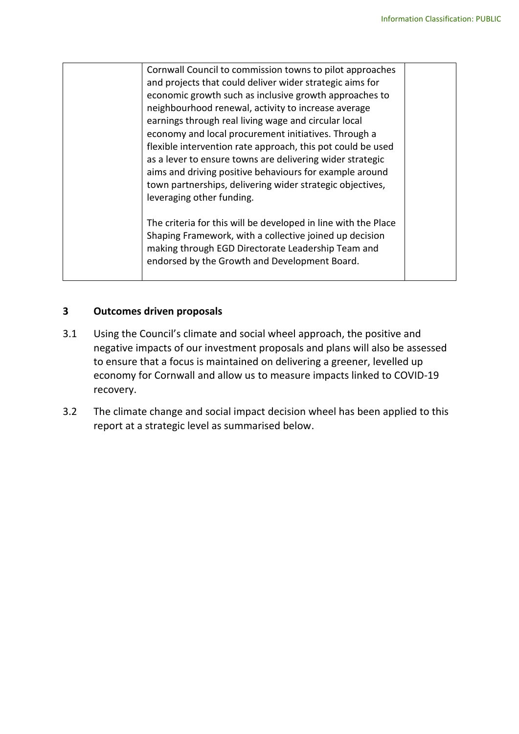|  | Cornwall Council to commission towns to pilot approaches and projects that could deliver wider strategic aims for economic growth such as inclusive growth approaches to neighbourhood renewal, activity to increase average earnings through real living wage and circular local economy and local procurement initiatives. Through a flexible intervention rate approach, this pot could be used as a lever to ensure towns are delivering wider strategic aims and driving positive behaviours for example around town partnerships, delivering wider strategic objectives, leveraging other funding.<br><br>The criteria for this will be developed in line with the Place Shaping Framework, with a collective joined up decision making through EGD Directorate Leadership Team and endorsed by the Growth and Development Board. |  |
|---|---|---|

## 3 Outcomes driven proposals

3.1 Using the Council's climate and social wheel approach, the positive and negative impacts of our investment proposals and plans will also be assessed to ensure that a focus is maintained on delivering a greener, levelled up economy for Cornwall and allow us to measure impacts linked to COVID-19 recovery.

3.2 The climate change and social impact decision wheel has been applied to this report at a strategic level as summarised below.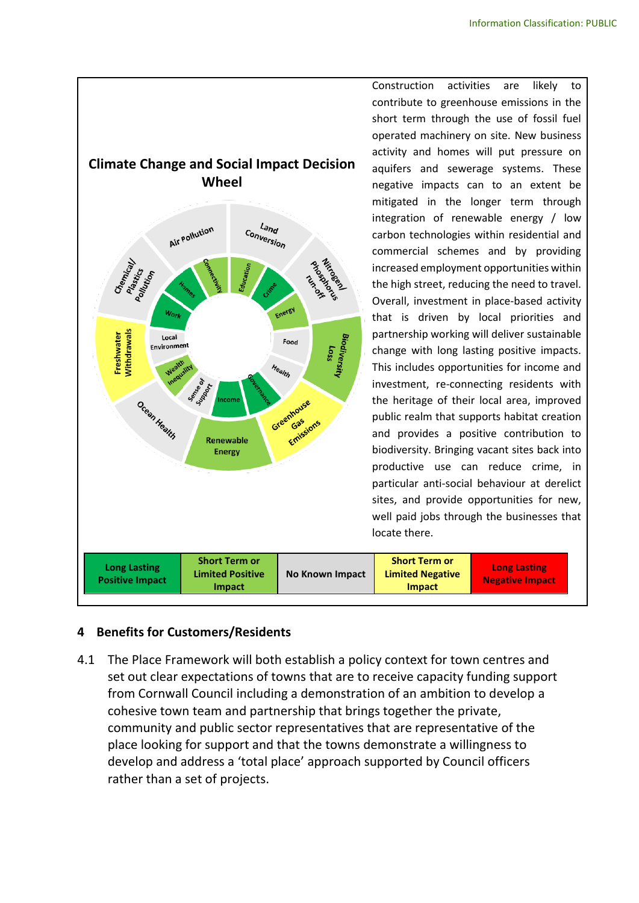**Climate Change and Social Impact Decision Wheel**

Construction activities are likely to contribute to greenhouse emissions in the short term through the use of fossil fuel operated machinery on site. New business activity and homes will put pressure on aquifers and sewerage systems. These negative impacts can to an extent be mitigated in the longer term through integration of renewable energy / low carbon technologies within residential and commercial schemes and by providing increased employment opportunities within the high street, reducing the need to travel. Overall, investment in place-based activity that is driven by local priorities and partnership working will deliver sustainable change with long lasting positive impacts. This includes opportunities for income and investment, re-connecting residents with the heritage of their local area, improved public realm that supports habitat creation and provides a positive contribution to biodiversity. Bringing vacant sites back into productive use can reduce crime, in particular anti-social behaviour at derelict sites, and provide opportunities for new, well paid jobs through the businesses that locate there.

| Long Lasting Positive Impact | Short Term or Limited Positive Impact | No Known Impact | Short Term or Limited Negative Impact | Long Lasting Negative Impact |
|---|---|---|---|---|

## 4 Benefits for Customers/Residents

4.1 The Place Framework will both establish a policy context for town centres and set out clear expectations of towns that are to receive capacity funding support from Cornwall Council including a demonstration of an ambition to develop a cohesive town team and partnership that brings together the private, community and public sector representatives that are representative of the place looking for support and that the towns demonstrate a willingness to develop and address a 'total place' approach supported by Council officers rather than a set of projects.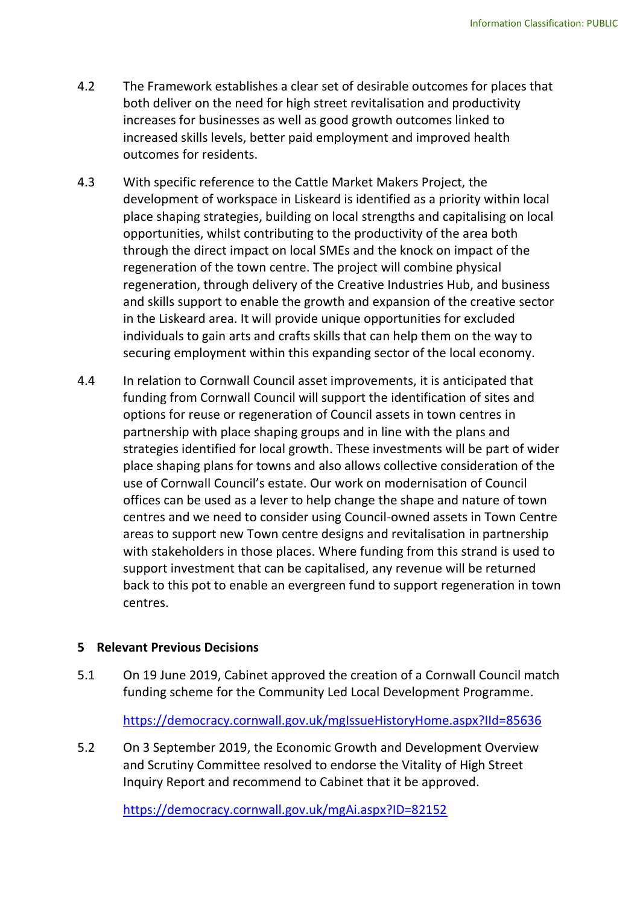4.2 The Framework establishes a clear set of desirable outcomes for places that both deliver on the need for high street revitalisation and productivity increases for businesses as well as good growth outcomes linked to increased skills levels, better paid employment and improved health outcomes for residents.

4.3 With specific reference to the Cattle Market Makers Project, the development of workspace in Liskeard is identified as a priority within local place shaping strategies, building on local strengths and capitalising on local opportunities, whilst contributing to the productivity of the area both through the direct impact on local SMEs and the knock on impact of the regeneration of the town centre. The project will combine physical regeneration, through delivery of the Creative Industries Hub, and business and skills support to enable the growth and expansion of the creative sector in the Liskeard area. It will provide unique opportunities for excluded individuals to gain arts and crafts skills that can help them on the way to securing employment within this expanding sector of the local economy.

4.4 In relation to Cornwall Council asset improvements, it is anticipated that funding from Cornwall Council will support the identification of sites and options for reuse or regeneration of Council assets in town centres in partnership with place shaping groups and in line with the plans and strategies identified for local growth. These investments will be part of wider place shaping plans for towns and also allows collective consideration of the use of Cornwall Council's estate. Our work on modernisation of Council offices can be used as a lever to help change the shape and nature of town centres and we need to consider using Council-owned assets in Town Centre areas to support new Town centre designs and revitalisation in partnership with stakeholders in those places. Where funding from this strand is used to support investment that can be capitalised, any revenue will be returned back to this pot to enable an evergreen fund to support regeneration in town centres.

## 5 Relevant Previous Decisions

5.1 On 19 June 2019, Cabinet approved the creation of a Cornwall Council match funding scheme for the Community Led Local Development Programme.

https://democracy.cornwall.gov.uk/mgIssueHistoryHome.aspx?IId=85636

5.2 On 3 September 2019, the Economic Growth and Development Overview and Scrutiny Committee resolved to endorse the Vitality of High Street Inquiry Report and recommend to Cabinet that it be approved.

https://democracy.cornwall.gov.uk/mgAi.aspx?ID=82152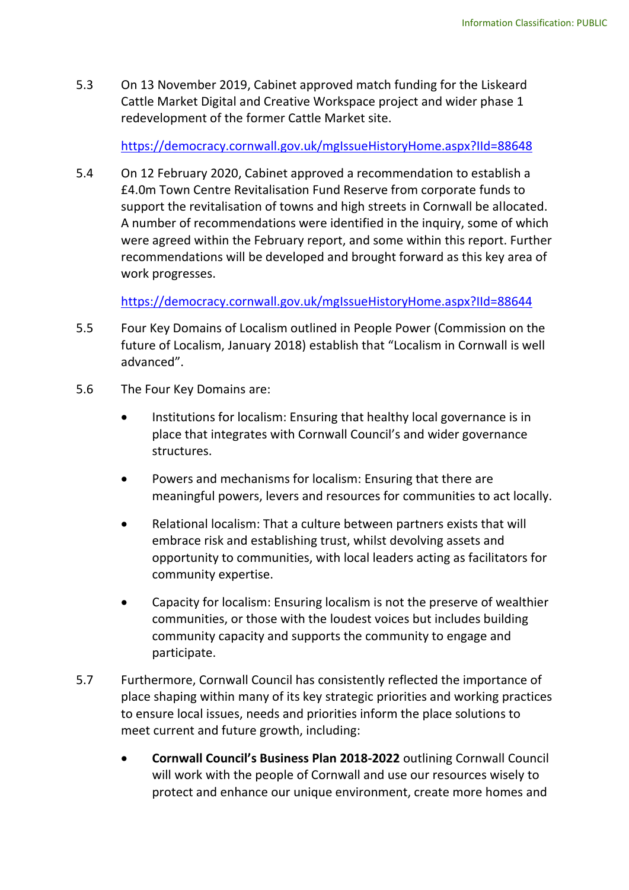5.3 On 13 November 2019, Cabinet approved match funding for the Liskeard Cattle Market Digital and Creative Workspace project and wider phase 1 redevelopment of the former Cattle Market site.

[https://democracy.cornwall.gov.uk/mgIssueHistoryHome.aspx?IId=88648](https://democracy.cornwall.gov.uk/mgIssueHistoryHome.aspx?IId=88648)

5.4 On 12 February 2020, Cabinet approved a recommendation to establish a £4.0m Town Centre Revitalisation Fund Reserve from corporate funds to support the revitalisation of towns and high streets in Cornwall be allocated. A number of recommendations were identified in the inquiry, some of which were agreed within the February report, and some within this report. Further recommendations will be developed and brought forward as this key area of work progresses.

[https://democracy.cornwall.gov.uk/mgIssueHistoryHome.aspx?IId=88644](https://democracy.cornwall.gov.uk/mgIssueHistoryHome.aspx?IId=88644)

5.5 Four Key Domains of Localism outlined in People Power (Commission on the future of Localism, January 2018) establish that “Localism in Cornwall is well advanced”.

5.6 The Four Key Domains are:

- Institutions for localism: Ensuring that healthy local governance is in place that integrates with Cornwall Council’s and wider governance structures.
- Powers and mechanisms for localism: Ensuring that there are meaningful powers, levers and resources for communities to act locally.
- Relational localism: That a culture between partners exists that will embrace risk and establishing trust, whilst devolving assets and opportunity to communities, with local leaders acting as facilitators for community expertise.
- Capacity for localism: Ensuring localism is not the preserve of wealthier communities, or those with the loudest voices but includes building community capacity and supports the community to engage and participate.

5.7 Furthermore, Cornwall Council has consistently reflected the importance of place shaping within many of its key strategic priorities and working practices to ensure local issues, needs and priorities inform the place solutions to meet current and future growth, including:

- **Cornwall Council’s Business Plan 2018-2022** outlining Cornwall Council will work with the people of Cornwall and use our resources wisely to protect and enhance our unique environment, create more homes and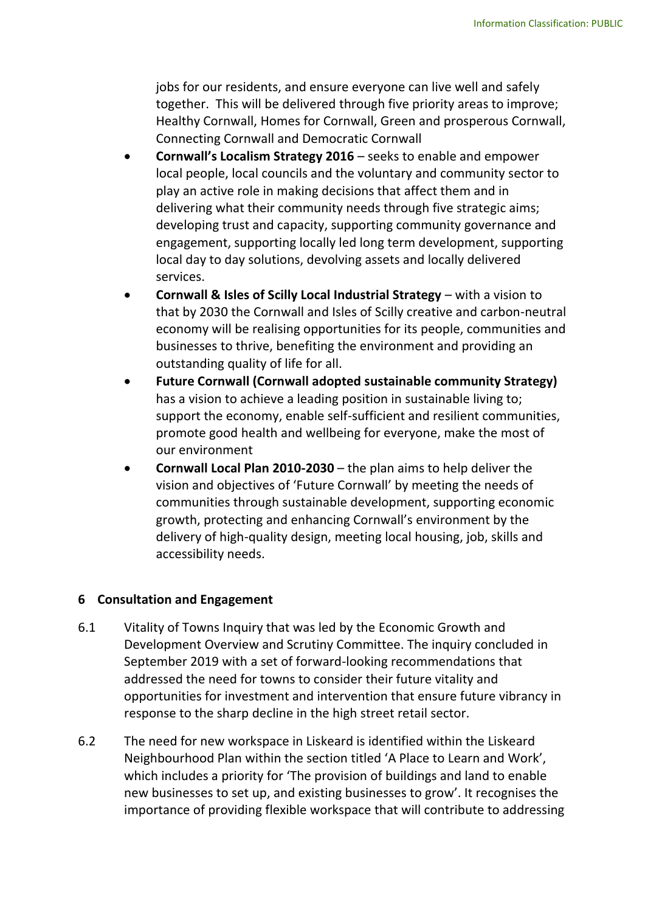jobs for our residents, and ensure everyone can live well and safely together. This will be delivered through five priority areas to improve; Healthy Cornwall, Homes for Cornwall, Green and prosperous Cornwall, Connecting Cornwall and Democratic Cornwall

- **Cornwall's Localism Strategy 2016** – seeks to enable and empower local people, local councils and the voluntary and community sector to play an active role in making decisions that affect them and in delivering what their community needs through five strategic aims; developing trust and capacity, supporting community governance and engagement, supporting locally led long term development, supporting local day to day solutions, devolving assets and locally delivered services.
- **Cornwall & Isles of Scilly Local Industrial Strategy** – with a vision to that by 2030 the Cornwall and Isles of Scilly creative and carbon-neutral economy will be realising opportunities for its people, communities and businesses to thrive, benefiting the environment and providing an outstanding quality of life for all.
- **Future Cornwall (Cornwall adopted sustainable community Strategy)** has a vision to achieve a leading position in sustainable living to; support the economy, enable self-sufficient and resilient communities, promote good health and wellbeing for everyone, make the most of our environment
- **Cornwall Local Plan 2010-2030** – the plan aims to help deliver the vision and objectives of 'Future Cornwall' by meeting the needs of communities through sustainable development, supporting economic growth, protecting and enhancing Cornwall's environment by the delivery of high-quality design, meeting local housing, job, skills and accessibility needs.

## 6 Consultation and Engagement

6.1 Vitality of Towns Inquiry that was led by the Economic Growth and Development Overview and Scrutiny Committee. The inquiry concluded in September 2019 with a set of forward-looking recommendations that addressed the need for towns to consider their future vitality and opportunities for investment and intervention that ensure future vibrancy in response to the sharp decline in the high street retail sector.

6.2 The need for new workspace in Liskeard is identified within the Liskeard Neighbourhood Plan within the section titled 'A Place to Learn and Work', which includes a priority for 'The provision of buildings and land to enable new businesses to set up, and existing businesses to grow'. It recognises the importance of providing flexible workspace that will contribute to addressing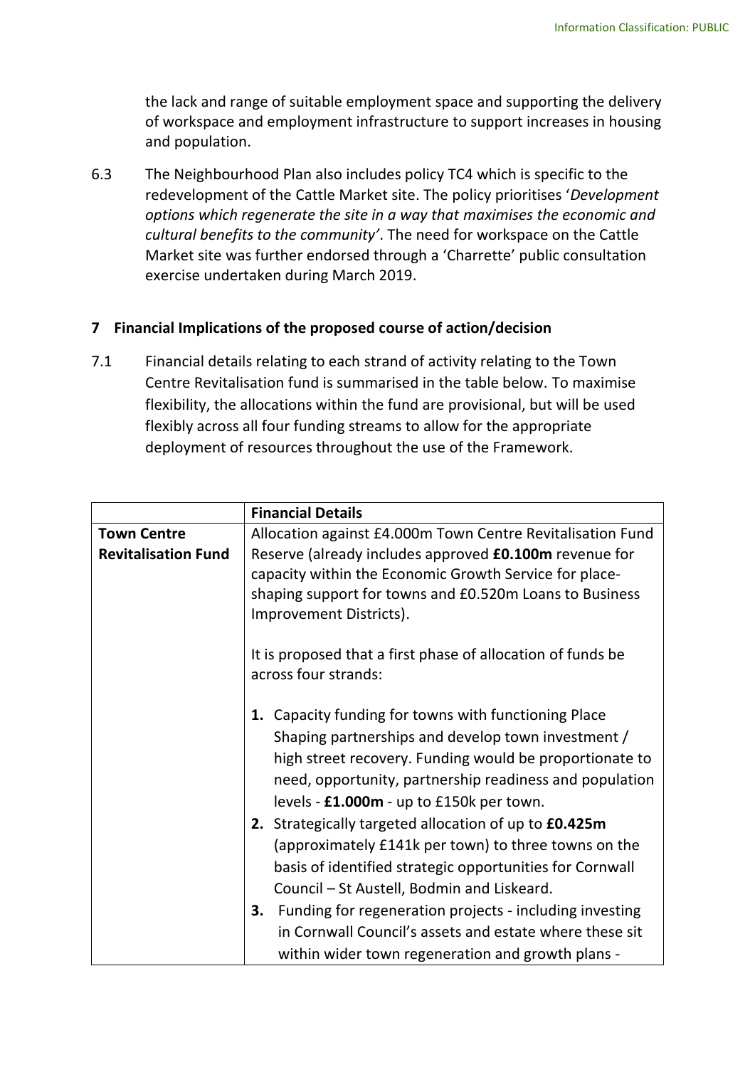the lack and range of suitable employment space and supporting the delivery of workspace and employment infrastructure to support increases in housing and population.

6.3 The Neighbourhood Plan also includes policy TC4 which is specific to the redevelopment of the Cattle Market site. The policy prioritises '*Development options which regenerate the site in a way that maximises the economic and cultural benefits to the community'*. The need for workspace on the Cattle Market site was further endorsed through a 'Charrette' public consultation exercise undertaken during March 2019.

## 7 Financial Implications of the proposed course of action/decision

7.1 Financial details relating to each strand of activity relating to the Town Centre Revitalisation fund is summarised in the table below. To maximise flexibility, the allocations within the fund are provisional, but will be used flexibly across all four funding streams to allow for the appropriate deployment of resources throughout the use of the Framework.

| | **Financial Details** |
|---|---|
| **Town Centre Revitalisation Fund** | Allocation against £4.000m Town Centre Revitalisation Fund Reserve (already includes approved **£0.100m** revenue for capacity within the Economic Growth Service for place-shaping support for towns and £0.520m Loans to Business Improvement Districts).<br><br>It is proposed that a first phase of allocation of funds be across four strands:<br><br>**1.** Capacity funding for towns with functioning Place Shaping partnerships and develop town investment / high street recovery. Funding would be proportionate to need, opportunity, partnership readiness and population levels - **£1.000m** - up to £150k per town.<br>**2.** Strategically targeted allocation of up to **£0.425m** (approximately £141k per town) to three towns on the basis of identified strategic opportunities for Cornwall Council – St Austell, Bodmin and Liskeard.<br>**3.** Funding for regeneration projects - including investing in Cornwall Council's assets and estate where these sit within wider town regeneration and growth plans - |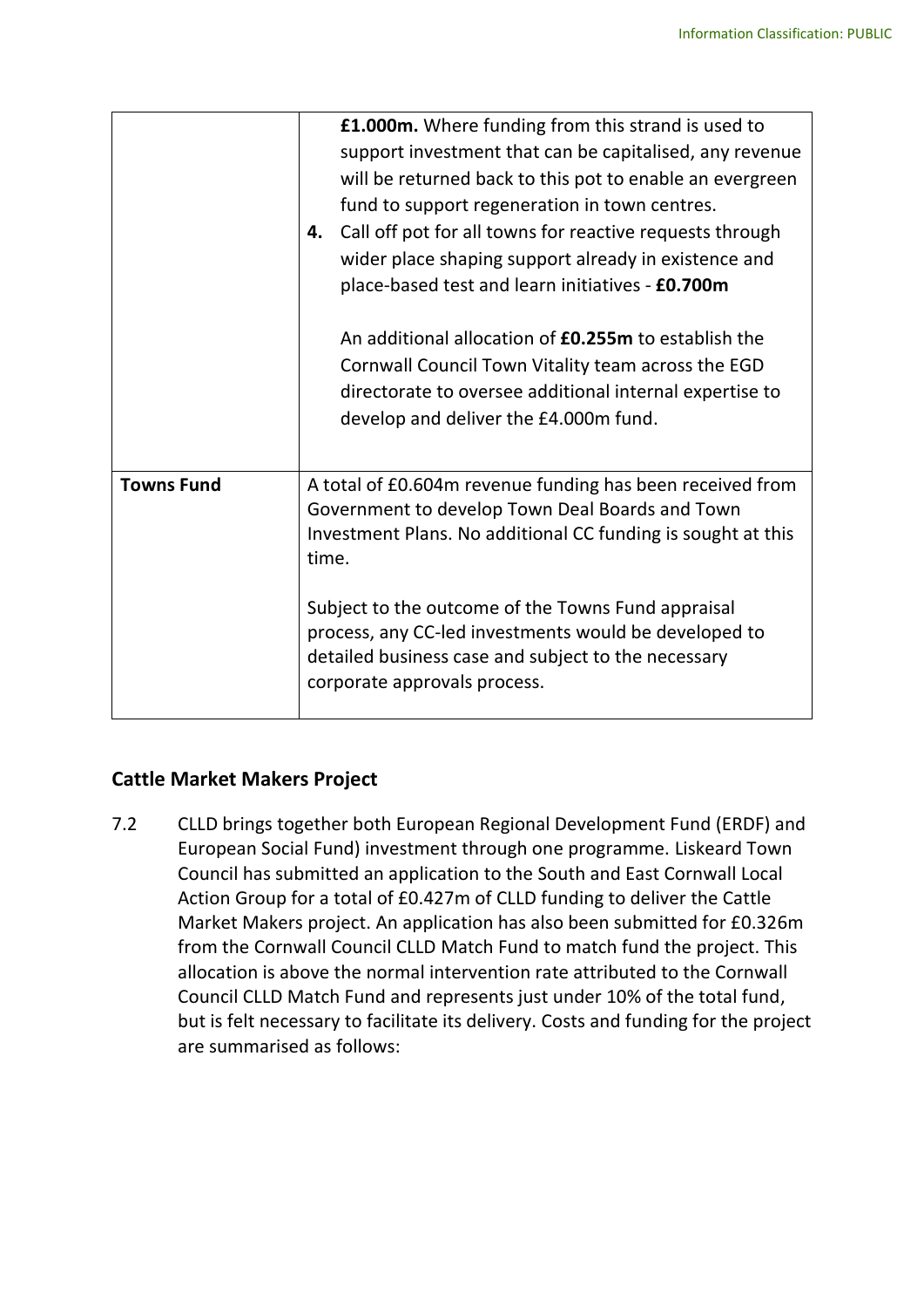| | |
|---|---|
| | **£1.000m.** Where funding from this strand is used to support investment that can be capitalised, any revenue will be returned back to this pot to enable an evergreen fund to support regeneration in town centres.<br>**4.** Call off pot for all towns for reactive requests through wider place shaping support already in existence and place-based test and learn initiatives - **£0.700m**<br><br>An additional allocation of **£0.255m** to establish the Cornwall Council Town Vitality team across the EGD directorate to oversee additional internal expertise to develop and deliver the £4.000m fund. |
| **Towns Fund** | A total of £0.604m revenue funding has been received from Government to develop Town Deal Boards and Town Investment Plans. No additional CC funding is sought at this time.<br><br>Subject to the outcome of the Towns Fund appraisal process, any CC-led investments would be developed to detailed business case and subject to the necessary corporate approvals process. |

## Cattle Market Makers Project

7.2 CLLD brings together both European Regional Development Fund (ERDF) and European Social Fund) investment through one programme. Liskeard Town Council has submitted an application to the South and East Cornwall Local Action Group for a total of £0.427m of CLLD funding to deliver the Cattle Market Makers project. An application has also been submitted for £0.326m from the Cornwall Council CLLD Match Fund to match fund the project. This allocation is above the normal intervention rate attributed to the Cornwall Council CLLD Match Fund and represents just under 10% of the total fund, but is felt necessary to facilitate its delivery. Costs and funding for the project are summarised as follows: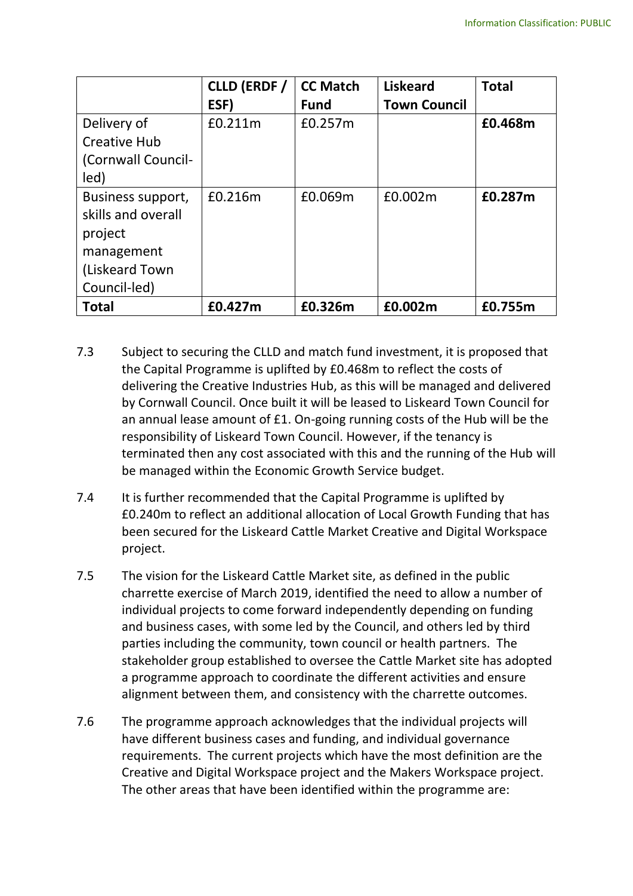| | CLLD (ERDF / ESF) | CC Match Fund | Liskeard Town Council | Total |
|---|---|---|---|---|
| Delivery of Creative Hub (Cornwall Council-led) | £0.211m | £0.257m | | **£0.468m** |
| Business support, skills and overall project management (Liskeard Town Council-led) | £0.216m | £0.069m | £0.002m | **£0.287m** |
| **Total** | **£0.427m** | **£0.326m** | **£0.002m** | **£0.755m** |

7.3 Subject to securing the CLLD and match fund investment, it is proposed that the Capital Programme is uplifted by £0.468m to reflect the costs of delivering the Creative Industries Hub, as this will be managed and delivered by Cornwall Council. Once built it will be leased to Liskeard Town Council for an annual lease amount of £1. On-going running costs of the Hub will be the responsibility of Liskeard Town Council. However, if the tenancy is terminated then any cost associated with this and the running of the Hub will be managed within the Economic Growth Service budget.

7.4 It is further recommended that the Capital Programme is uplifted by £0.240m to reflect an additional allocation of Local Growth Funding that has been secured for the Liskeard Cattle Market Creative and Digital Workspace project.

7.5 The vision for the Liskeard Cattle Market site, as defined in the public charrette exercise of March 2019, identified the need to allow a number of individual projects to come forward independently depending on funding and business cases, with some led by the Council, and others led by third parties including the community, town council or health partners. The stakeholder group established to oversee the Cattle Market site has adopted a programme approach to coordinate the different activities and ensure alignment between them, and consistency with the charrette outcomes.

7.6 The programme approach acknowledges that the individual projects will have different business cases and funding, and individual governance requirements. The current projects which have the most definition are the Creative and Digital Workspace project and the Makers Workspace project. The other areas that have been identified within the programme are: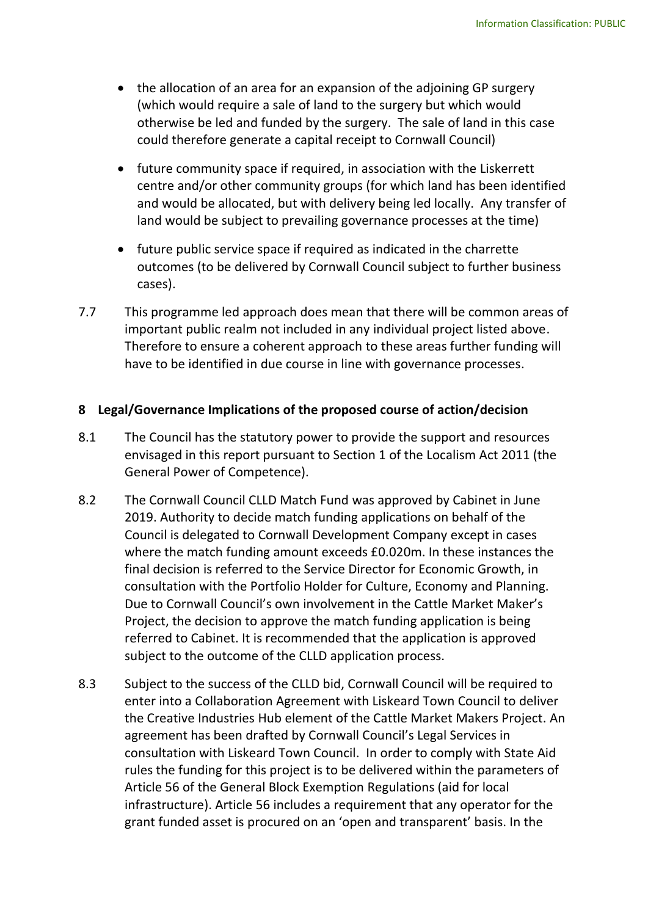- the allocation of an area for an expansion of the adjoining GP surgery (which would require a sale of land to the surgery but which would otherwise be led and funded by the surgery. The sale of land in this case could therefore generate a capital receipt to Cornwall Council)
- future community space if required, in association with the Liskerrett centre and/or other community groups (for which land has been identified and would be allocated, but with delivery being led locally. Any transfer of land would be subject to prevailing governance processes at the time)
- future public service space if required as indicated in the charrette outcomes (to be delivered by Cornwall Council subject to further business cases).

7.7 This programme led approach does mean that there will be common areas of important public realm not included in any individual project listed above. Therefore to ensure a coherent approach to these areas further funding will have to be identified in due course in line with governance processes.

## 8 Legal/Governance Implications of the proposed course of action/decision

8.1 The Council has the statutory power to provide the support and resources envisaged in this report pursuant to Section 1 of the Localism Act 2011 (the General Power of Competence).

8.2 The Cornwall Council CLLD Match Fund was approved by Cabinet in June 2019. Authority to decide match funding applications on behalf of the Council is delegated to Cornwall Development Company except in cases where the match funding amount exceeds £0.020m. In these instances the final decision is referred to the Service Director for Economic Growth, in consultation with the Portfolio Holder for Culture, Economy and Planning. Due to Cornwall Council's own involvement in the Cattle Market Maker's Project, the decision to approve the match funding application is being referred to Cabinet. It is recommended that the application is approved subject to the outcome of the CLLD application process.

8.3 Subject to the success of the CLLD bid, Cornwall Council will be required to enter into a Collaboration Agreement with Liskeard Town Council to deliver the Creative Industries Hub element of the Cattle Market Makers Project. An agreement has been drafted by Cornwall Council's Legal Services in consultation with Liskeard Town Council. In order to comply with State Aid rules the funding for this project is to be delivered within the parameters of Article 56 of the General Block Exemption Regulations (aid for local infrastructure). Article 56 includes a requirement that any operator for the grant funded asset is procured on an 'open and transparent' basis. In the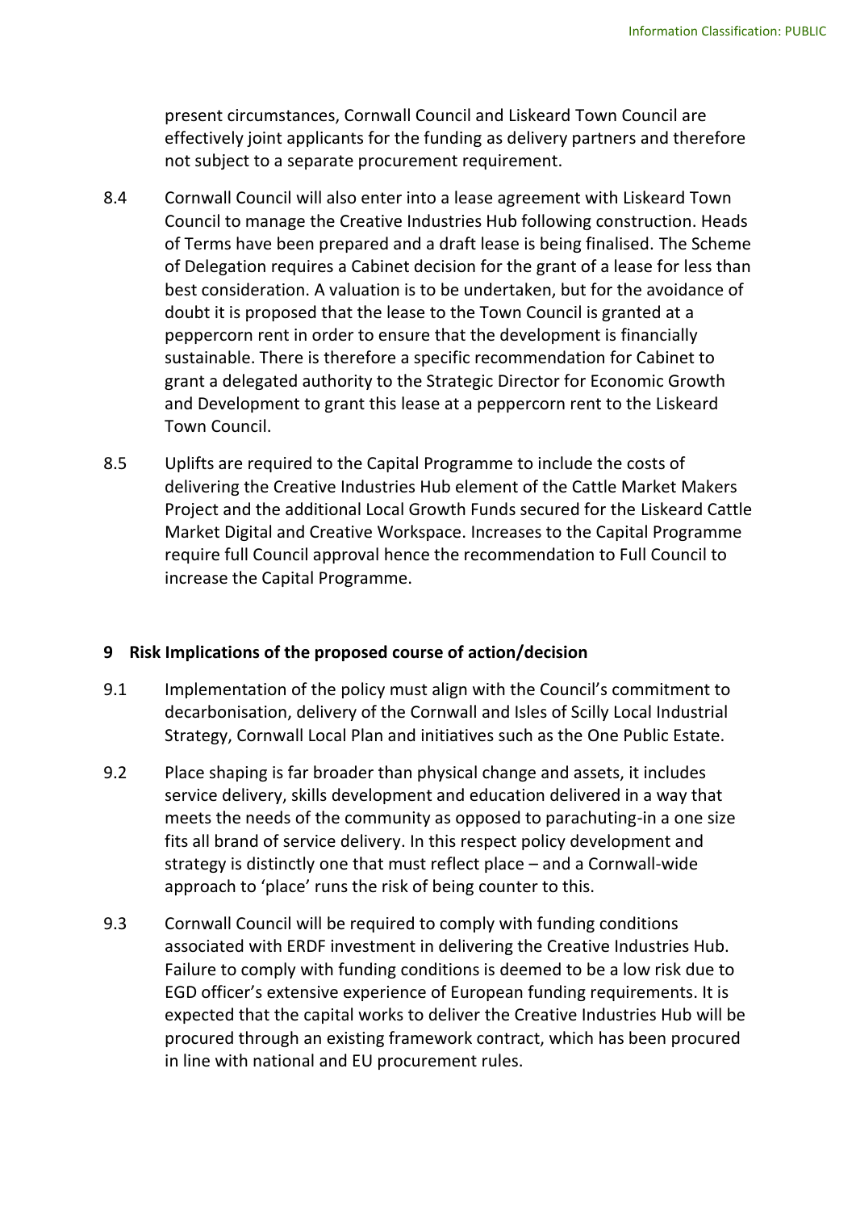present circumstances, Cornwall Council and Liskeard Town Council are effectively joint applicants for the funding as delivery partners and therefore not subject to a separate procurement requirement.

8.4 Cornwall Council will also enter into a lease agreement with Liskeard Town Council to manage the Creative Industries Hub following construction. Heads of Terms have been prepared and a draft lease is being finalised. The Scheme of Delegation requires a Cabinet decision for the grant of a lease for less than best consideration. A valuation is to be undertaken, but for the avoidance of doubt it is proposed that the lease to the Town Council is granted at a peppercorn rent in order to ensure that the development is financially sustainable. There is therefore a specific recommendation for Cabinet to grant a delegated authority to the Strategic Director for Economic Growth and Development to grant this lease at a peppercorn rent to the Liskeard Town Council.

8.5 Uplifts are required to the Capital Programme to include the costs of delivering the Creative Industries Hub element of the Cattle Market Makers Project and the additional Local Growth Funds secured for the Liskeard Cattle Market Digital and Creative Workspace. Increases to the Capital Programme require full Council approval hence the recommendation to Full Council to increase the Capital Programme.

## 9 Risk Implications of the proposed course of action/decision

9.1 Implementation of the policy must align with the Council's commitment to decarbonisation, delivery of the Cornwall and Isles of Scilly Local Industrial Strategy, Cornwall Local Plan and initiatives such as the One Public Estate.

9.2 Place shaping is far broader than physical change and assets, it includes service delivery, skills development and education delivered in a way that meets the needs of the community as opposed to parachuting-in a one size fits all brand of service delivery. In this respect policy development and strategy is distinctly one that must reflect place – and a Cornwall-wide approach to 'place' runs the risk of being counter to this.

9.3 Cornwall Council will be required to comply with funding conditions associated with ERDF investment in delivering the Creative Industries Hub. Failure to comply with funding conditions is deemed to be a low risk due to EGD officer's extensive experience of European funding requirements. It is expected that the capital works to deliver the Creative Industries Hub will be procured through an existing framework contract, which has been procured in line with national and EU procurement rules.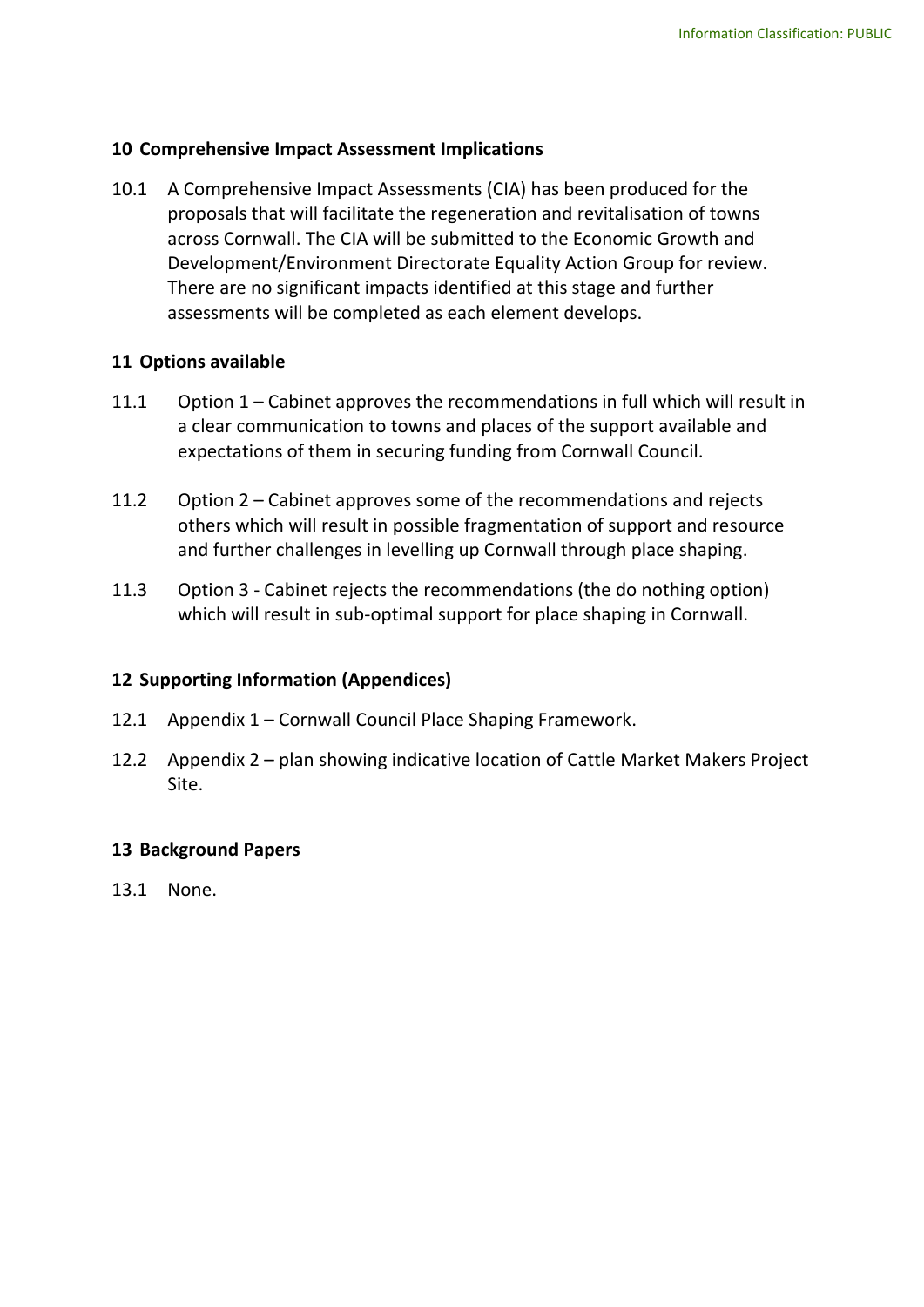## 10 Comprehensive Impact Assessment Implications

10.1 A Comprehensive Impact Assessments (CIA) has been produced for the proposals that will facilitate the regeneration and revitalisation of towns across Cornwall. The CIA will be submitted to the Economic Growth and Development/Environment Directorate Equality Action Group for review. There are no significant impacts identified at this stage and further assessments will be completed as each element develops.

## 11 Options available

11.1 Option 1 – Cabinet approves the recommendations in full which will result in a clear communication to towns and places of the support available and expectations of them in securing funding from Cornwall Council.

11.2 Option 2 – Cabinet approves some of the recommendations and rejects others which will result in possible fragmentation of support and resource and further challenges in levelling up Cornwall through place shaping.

11.3 Option 3 - Cabinet rejects the recommendations (the do nothing option) which will result in sub-optimal support for place shaping in Cornwall.

## 12 Supporting Information (Appendices)

12.1 Appendix 1 – Cornwall Council Place Shaping Framework.

12.2 Appendix 2 – plan showing indicative location of Cattle Market Makers Project Site.

## 13 Background Papers

13.1 None.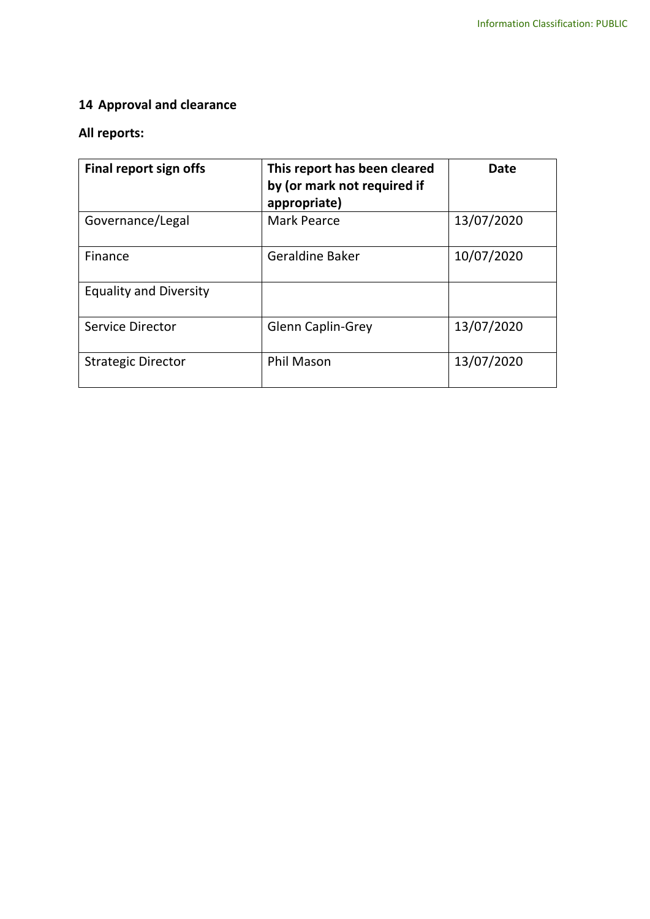## 14 Approval and clearance

**All reports:**

| Final report sign offs | This report has been cleared by (or mark not required if appropriate) | Date |
|---|---|---|
| Governance/Legal | Mark Pearce | 13/07/2020 |
| Finance | Geraldine Baker | 10/07/2020 |
| Equality and Diversity | | |
| Service Director | Glenn Caplin-Grey | 13/07/2020 |
| Strategic Director | Phil Mason | 13/07/2020 |